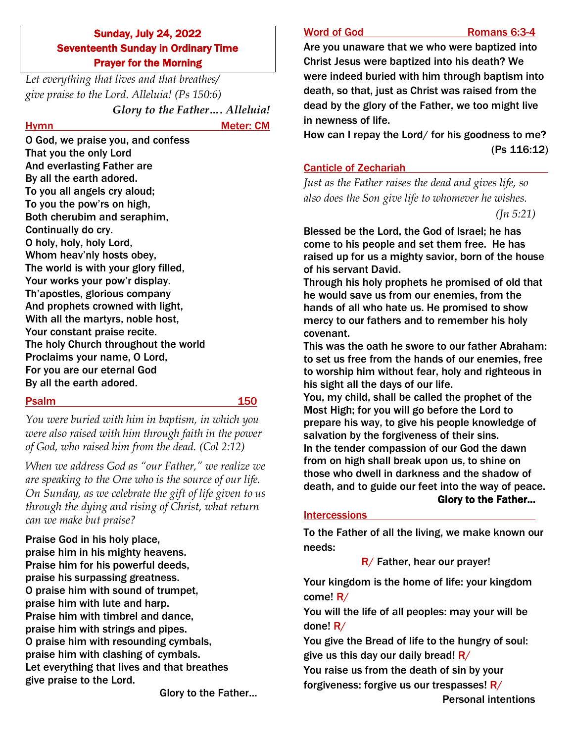## Sunday, July 24, 2022
## Seventeenth Sunday in Ordinary Time
## Prayer for the Morning

*Let everything that lives and that breathes/ give praise to the Lord. Alleluia! (Ps 150:6)*

***Glory to the Father…. Alleluia!***

### Hymn — Meter: CM

O God, we praise you, and confess
That you the only Lord
And everlasting Father are
By all the earth adored.
To you all angels cry aloud;
To you the pow'rs on high,
Both cherubim and seraphim,
Continually do cry.
O holy, holy, holy Lord,
Whom heav'nly hosts obey,
The world is with your glory filled,
Your works your pow'r display.
Th'apostles, glorious company
And prophets crowned with light,
With all the martyrs, noble host,
Your constant praise recite.
The holy Church throughout the world
Proclaims your name, O Lord,
For you are our eternal God
By all the earth adored.

### Psalm — 150

*You were buried with him in baptism, in which you were also raised with him through faith in the power of God, who raised him from the dead. (Col 2:12)*

*When we address God as "our Father," we realize we are speaking to the One who is the source of our life. On Sunday, as we celebrate the gift of life given to us through the dying and rising of Christ, what return can we make but praise?*

Praise God in his holy place,
praise him in his mighty heavens.
Praise him for his powerful deeds,
praise his surpassing greatness.
O praise him with sound of trumpet,
praise him with lute and harp.
Praise him with timbrel and dance,
praise him with strings and pipes.
O praise him with resounding cymbals,
praise him with clashing of cymbals.
Let everything that lives and that breathes
give praise to the Lord.

Glory to the Father…

### Word of God — Romans 6:3-4

Are you unaware that we who were baptized into Christ Jesus were baptized into his death? We were indeed buried with him through baptism into death, so that, just as Christ was raised from the dead by the glory of the Father, we too might live in newness of life.

How can I repay the Lord/ for his goodness to me? (Ps 116:12)

### Canticle of Zechariah

*Just as the Father raises the dead and gives life, so also does the Son give life to whomever he wishes. (Jn 5:21)*

Blessed be the Lord, the God of Israel; he has come to his people and set them free. He has raised up for us a mighty savior, born of the house of his servant David.
Through his holy prophets he promised of old that he would save us from our enemies, from the hands of all who hate us. He promised to show mercy to our fathers and to remember his holy covenant.
This was the oath he swore to our father Abraham: to set us free from the hands of our enemies, free to worship him without fear, holy and righteous in his sight all the days of our life.
You, my child, shall be called the prophet of the Most High; for you will go before the Lord to prepare his way, to give his people knowledge of salvation by the forgiveness of their sins.
In the tender compassion of our God the dawn from on high shall break upon us, to shine on those who dwell in darkness and the shadow of death, and to guide our feet into the way of peace.

**Glory to the Father…**

### Intercessions

To the Father of all the living, we make known our needs:

R/ Father, hear our prayer!

Your kingdom is the home of life: your kingdom come! R/
You will the life of all peoples: may your will be done! R/
You give the Bread of life to the hungry of soul: give us this day our daily bread! R/
You raise us from the death of sin by your forgiveness: forgive us our trespasses! R/

Personal intentions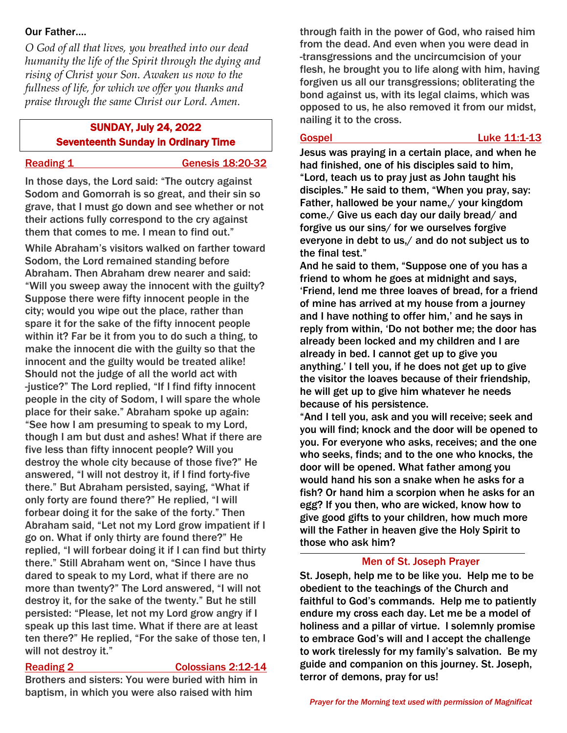Our Father….

*O God of all that lives, you breathed into our dead humanity the life of the Spirit through the dying and rising of Christ your Son. Awaken us now to the fullness of life, for which we offer you thanks and praise through the same Christ our Lord. Amen.*

## SUNDAY, July 24, 2022
## Seventeenth Sunday in Ordinary Time

### Reading 1 — Genesis 18:20-32

In those days, the Lord said: "The outcry against Sodom and Gomorrah is so great, and their sin so grave, that I must go down and see whether or not their actions fully correspond to the cry against them that comes to me. I mean to find out."

While Abraham's visitors walked on farther toward Sodom, the Lord remained standing before Abraham. Then Abraham drew nearer and said: "Will you sweep away the innocent with the guilty? Suppose there were fifty innocent people in the city; would you wipe out the place, rather than spare it for the sake of the fifty innocent people within it? Far be it from you to do such a thing, to make the innocent die with the guilty so that the innocent and the guilty would be treated alike! Should not the judge of all the world act with -justice?" The Lord replied, "If I find fifty innocent people in the city of Sodom, I will spare the whole place for their sake." Abraham spoke up again: "See how I am presuming to speak to my Lord, though I am but dust and ashes! What if there are five less than fifty innocent people? Will you destroy the whole city because of those five?" He answered, "I will not destroy it, if I find forty-five there." But Abraham persisted, saying, "What if only forty are found there?" He replied, "I will forbear doing it for the sake of the forty." Then Abraham said, "Let not my Lord grow impatient if I go on. What if only thirty are found there?" He replied, "I will forbear doing it if I can find but thirty there." Still Abraham went on, "Since I have thus dared to speak to my Lord, what if there are no more than twenty?" The Lord answered, "I will not destroy it, for the sake of the twenty." But he still persisted: "Please, let not my Lord grow angry if I speak up this last time. What if there are at least ten there?" He replied, "For the sake of those ten, I will not destroy it."

### Reading 2 — Colossians 2:12-14

Brothers and sisters: You were buried with him in baptism, in which you were also raised with him through faith in the power of God, who raised him from the dead. And even when you were dead in -transgressions and the uncircumcision of your flesh, he brought you to life along with him, having forgiven us all our transgressions; obliterating the bond against us, with its legal claims, which was opposed to us, he also removed it from our midst, nailing it to the cross.

### Gospel — Luke 11:1-13

Jesus was praying in a certain place, and when he had finished, one of his disciples said to him, "Lord, teach us to pray just as John taught his disciples." He said to them, "When you pray, say: Father, hallowed be your name,/ your kingdom come./ Give us each day our daily bread/ and forgive us our sins/ for we ourselves forgive everyone in debt to us,/ and do not subject us to the final test."

And he said to them, "Suppose one of you has a friend to whom he goes at midnight and says, 'Friend, lend me three loaves of bread, for a friend of mine has arrived at my house from a journey and I have nothing to offer him,' and he says in reply from within, 'Do not bother me; the door has already been locked and my children and I are already in bed. I cannot get up to give you anything.' I tell you, if he does not get up to give the visitor the loaves because of their friendship, he will get up to give him whatever he needs because of his persistence.

"And I tell you, ask and you will receive; seek and you will find; knock and the door will be opened to you. For everyone who asks, receives; and the one who seeks, finds; and to the one who knocks, the door will be opened. What father among you would hand his son a snake when he asks for a fish? Or hand him a scorpion when he asks for an egg? If you then, who are wicked, know how to give good gifts to your children, how much more will the Father in heaven give the Holy Spirit to those who ask him?

### Men of St. Joseph Prayer

St. Joseph, help me to be like you. Help me to be obedient to the teachings of the Church and faithful to God's commands. Help me to patiently endure my cross each day. Let me be a model of holiness and a pillar of virtue. I solemnly promise to embrace God's will and I accept the challenge to work tirelessly for my family's salvation. Be my guide and companion on this journey. St. Joseph, terror of demons, pray for us!

*Prayer for the Morning text used with permission of Magnificat*